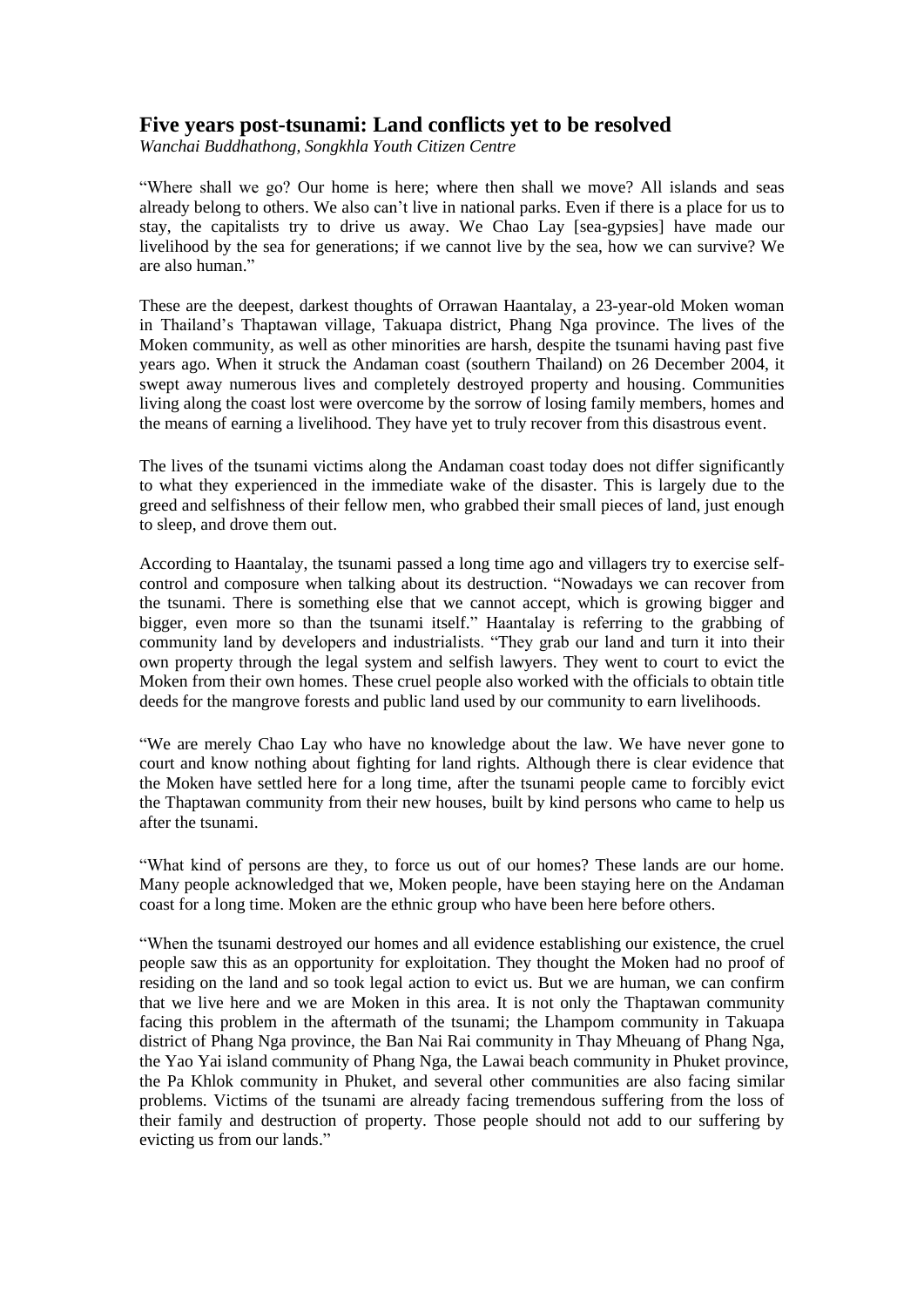## Five years post-tsunami: Land conflicts yet to be resolved

*Wanchai Buddhathong, Songkhla Youth Citizen Centre*

"Where shall we go? Our home is here; where then shall we move? All islands and seas already belong to others. We also can't live in national parks. Even if there is a place for us to stay, the capitalists try to drive us away. We Chao Lay [sea-gypsies] have made our livelihood by the sea for generations; if we cannot live by the sea, how we can survive? We are also human."

These are the deepest, darkest thoughts of Orrawan Haantalay, a 23-year-old Moken woman in Thailand's Thaptawan village, Takuapa district, Phang Nga province. The lives of the Moken community, as well as other minorities are harsh, despite the tsunami having past five years ago. When it struck the Andaman coast (southern Thailand) on 26 December 2004, it swept away numerous lives and completely destroyed property and housing. Communities living along the coast lost were overcome by the sorrow of losing family members, homes and the means of earning a livelihood. They have yet to truly recover from this disastrous event.

The lives of the tsunami victims along the Andaman coast today does not differ significantly to what they experienced in the immediate wake of the disaster. This is largely due to the greed and selfishness of their fellow men, who grabbed their small pieces of land, just enough to sleep, and drove them out.

According to Haantalay, the tsunami passed a long time ago and villagers try to exercise self-control and composure when talking about its destruction. "Nowadays we can recover from the tsunami. There is something else that we cannot accept, which is growing bigger and bigger, even more so than the tsunami itself." Haantalay is referring to the grabbing of community land by developers and industrialists. "They grab our land and turn it into their own property through the legal system and selfish lawyers. They went to court to evict the Moken from their own homes. These cruel people also worked with the officials to obtain title deeds for the mangrove forests and public land used by our community to earn livelihoods.

"We are merely Chao Lay who have no knowledge about the law. We have never gone to court and know nothing about fighting for land rights. Although there is clear evidence that the Moken have settled here for a long time, after the tsunami people came to forcibly evict the Thaptawan community from their new houses, built by kind persons who came to help us after the tsunami.

"What kind of persons are they, to force us out of our homes? These lands are our home. Many people acknowledged that we, Moken people, have been staying here on the Andaman coast for a long time. Moken are the ethnic group who have been here before others.

"When the tsunami destroyed our homes and all evidence establishing our existence, the cruel people saw this as an opportunity for exploitation. They thought the Moken had no proof of residing on the land and so took legal action to evict us. But we are human, we can confirm that we live here and we are Moken in this area. It is not only the Thaptawan community facing this problem in the aftermath of the tsunami; the Lhampom community in Takuapa district of Phang Nga province, the Ban Nai Rai community in Thay Mheuang of Phang Nga, the Yao Yai island community of Phang Nga, the Lawai beach community in Phuket province, the Pa Khlok community in Phuket, and several other communities are also facing similar problems. Victims of the tsunami are already facing tremendous suffering from the loss of their family and destruction of property. Those people should not add to our suffering by evicting us from our lands."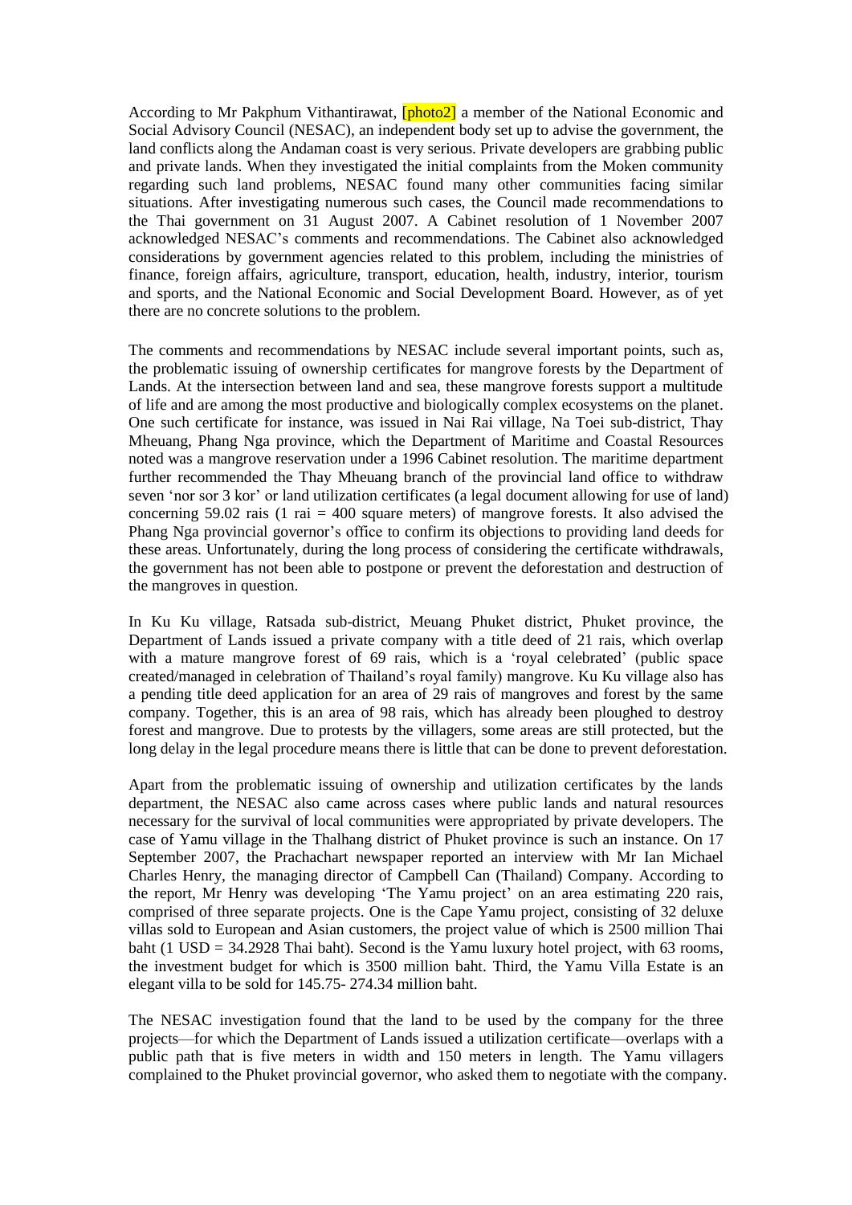According to Mr Pakphum Vithantirawat, [photo2] a member of the National Economic and Social Advisory Council (NESAC), an independent body set up to advise the government, the land conflicts along the Andaman coast is very serious. Private developers are grabbing public and private lands. When they investigated the initial complaints from the Moken community regarding such land problems, NESAC found many other communities facing similar situations. After investigating numerous such cases, the Council made recommendations to the Thai government on 31 August 2007. A Cabinet resolution of 1 November 2007 acknowledged NESAC's comments and recommendations. The Cabinet also acknowledged considerations by government agencies related to this problem, including the ministries of finance, foreign affairs, agriculture, transport, education, health, industry, interior, tourism and sports, and the National Economic and Social Development Board. However, as of yet there are no concrete solutions to the problem.

The comments and recommendations by NESAC include several important points, such as, the problematic issuing of ownership certificates for mangrove forests by the Department of Lands. At the intersection between land and sea, these mangrove forests support a multitude of life and are among the most productive and biologically complex ecosystems on the planet. One such certificate for instance, was issued in Nai Rai village, Na Toei sub-district, Thay Mheuang, Phang Nga province, which the Department of Maritime and Coastal Resources noted was a mangrove reservation under a 1996 Cabinet resolution. The maritime department further recommended the Thay Mheuang branch of the provincial land office to withdraw seven 'nor sor 3 kor' or land utilization certificates (a legal document allowing for use of land) concerning 59.02 rais (1 rai = 400 square meters) of mangrove forests. It also advised the Phang Nga provincial governor's office to confirm its objections to providing land deeds for these areas. Unfortunately, during the long process of considering the certificate withdrawals, the government has not been able to postpone or prevent the deforestation and destruction of the mangroves in question.

In Ku Ku village, Ratsada sub-district, Meuang Phuket district, Phuket province, the Department of Lands issued a private company with a title deed of 21 rais, which overlap with a mature mangrove forest of 69 rais, which is a 'royal celebrated' (public space created/managed in celebration of Thailand's royal family) mangrove. Ku Ku village also has a pending title deed application for an area of 29 rais of mangroves and forest by the same company. Together, this is an area of 98 rais, which has already been ploughed to destroy forest and mangrove. Due to protests by the villagers, some areas are still protected, but the long delay in the legal procedure means there is little that can be done to prevent deforestation.

Apart from the problematic issuing of ownership and utilization certificates by the lands department, the NESAC also came across cases where public lands and natural resources necessary for the survival of local communities were appropriated by private developers. The case of Yamu village in the Thalhang district of Phuket province is such an instance. On 17 September 2007, the Prachachart newspaper reported an interview with Mr Ian Michael Charles Henry, the managing director of Campbell Can (Thailand) Company. According to the report, Mr Henry was developing 'The Yamu project' on an area estimating 220 rais, comprised of three separate projects. One is the Cape Yamu project, consisting of 32 deluxe villas sold to European and Asian customers, the project value of which is 2500 million Thai baht (1 USD = 34.2928 Thai baht). Second is the Yamu luxury hotel project, with 63 rooms, the investment budget for which is 3500 million baht. Third, the Yamu Villa Estate is an elegant villa to be sold for 145.75- 274.34 million baht.

The NESAC investigation found that the land to be used by the company for the three projects—for which the Department of Lands issued a utilization certificate—overlaps with a public path that is five meters in width and 150 meters in length. The Yamu villagers complained to the Phuket provincial governor, who asked them to negotiate with the company.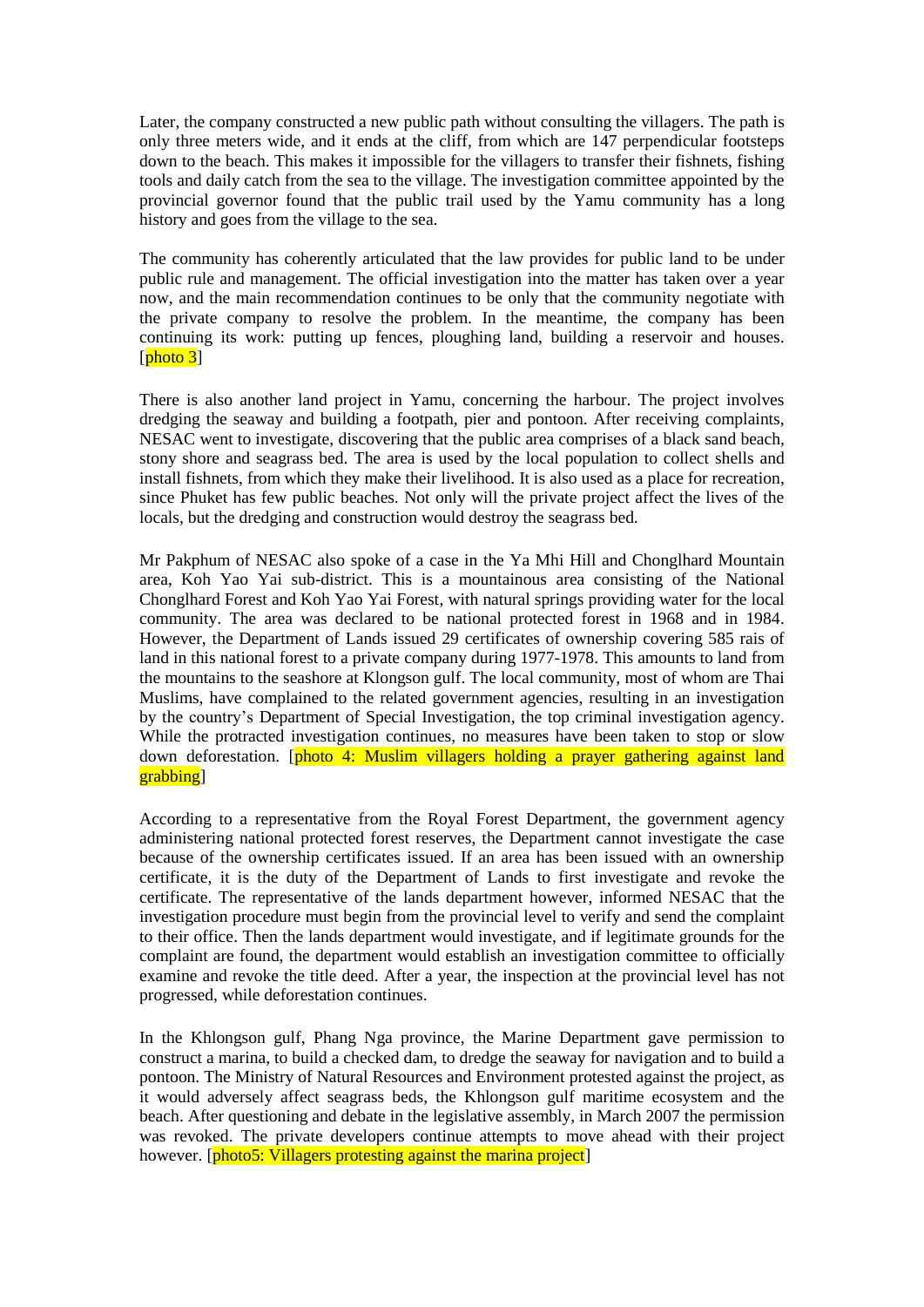Later, the company constructed a new public path without consulting the villagers. The path is only three meters wide, and it ends at the cliff, from which are 147 perpendicular footsteps down to the beach. This makes it impossible for the villagers to transfer their fishnets, fishing tools and daily catch from the sea to the village. The investigation committee appointed by the provincial governor found that the public trail used by the Yamu community has a long history and goes from the village to the sea.

The community has coherently articulated that the law provides for public land to be under public rule and management. The official investigation into the matter has taken over a year now, and the main recommendation continues to be only that the community negotiate with the private company to resolve the problem. In the meantime, the company has been continuing its work: putting up fences, ploughing land, building a reservoir and houses. [photo 3]

There is also another land project in Yamu, concerning the harbour. The project involves dredging the seaway and building a footpath, pier and pontoon. After receiving complaints, NESAC went to investigate, discovering that the public area comprises of a black sand beach, stony shore and seagrass bed. The area is used by the local population to collect shells and install fishnets, from which they make their livelihood. It is also used as a place for recreation, since Phuket has few public beaches. Not only will the private project affect the lives of the locals, but the dredging and construction would destroy the seagrass bed.

Mr Pakphum of NESAC also spoke of a case in the Ya Mhi Hill and Chonglhard Mountain area, Koh Yao Yai sub-district. This is a mountainous area consisting of the National Chonglhard Forest and Koh Yao Yai Forest, with natural springs providing water for the local community. The area was declared to be national protected forest in 1968 and in 1984. However, the Department of Lands issued 29 certificates of ownership covering 585 rais of land in this national forest to a private company during 1977-1978. This amounts to land from the mountains to the seashore at Klongson gulf. The local community, most of whom are Thai Muslims, have complained to the related government agencies, resulting in an investigation by the country's Department of Special Investigation, the top criminal investigation agency. While the protracted investigation continues, no measures have been taken to stop or slow down deforestation. [photo 4: Muslim villagers holding a prayer gathering against land grabbing]

According to a representative from the Royal Forest Department, the government agency administering national protected forest reserves, the Department cannot investigate the case because of the ownership certificates issued. If an area has been issued with an ownership certificate, it is the duty of the Department of Lands to first investigate and revoke the certificate. The representative of the lands department however, informed NESAC that the investigation procedure must begin from the provincial level to verify and send the complaint to their office. Then the lands department would investigate, and if legitimate grounds for the complaint are found, the department would establish an investigation committee to officially examine and revoke the title deed. After a year, the inspection at the provincial level has not progressed, while deforestation continues.

In the Khlongson gulf, Phang Nga province, the Marine Department gave permission to construct a marina, to build a checked dam, to dredge the seaway for navigation and to build a pontoon. The Ministry of Natural Resources and Environment protested against the project, as it would adversely affect seagrass beds, the Khlongson gulf maritime ecosystem and the beach. After questioning and debate in the legislative assembly, in March 2007 the permission was revoked. The private developers continue attempts to move ahead with their project however. [photo5: Villagers protesting against the marina project]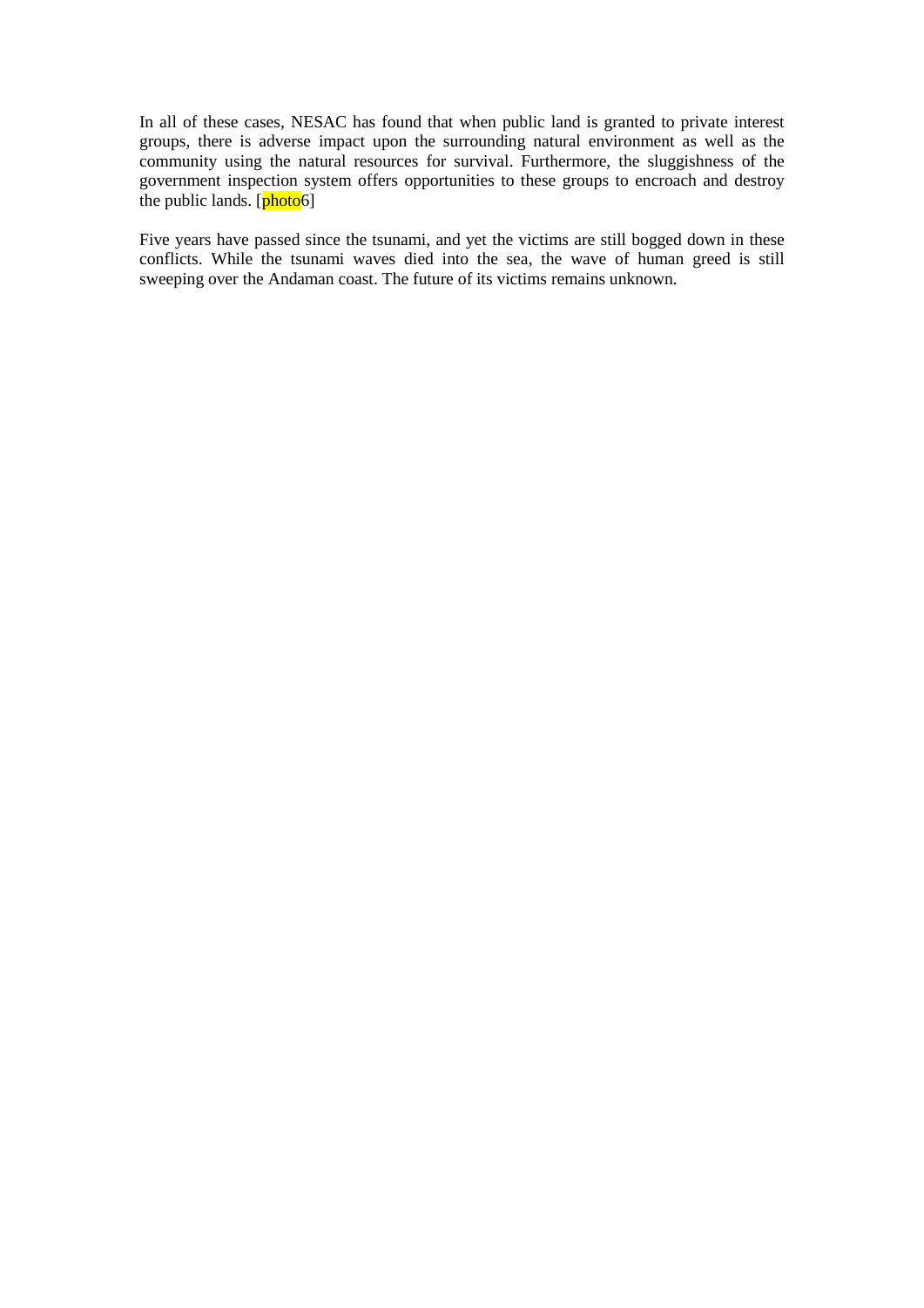In all of these cases, NESAC has found that when public land is granted to private interest groups, there is adverse impact upon the surrounding natural environment as well as the community using the natural resources for survival. Furthermore, the sluggishness of the government inspection system offers opportunities to these groups to encroach and destroy the public lands. [photo6]

Five years have passed since the tsunami, and yet the victims are still bogged down in these conflicts. While the tsunami waves died into the sea, the wave of human greed is still sweeping over the Andaman coast. The future of its victims remains unknown.